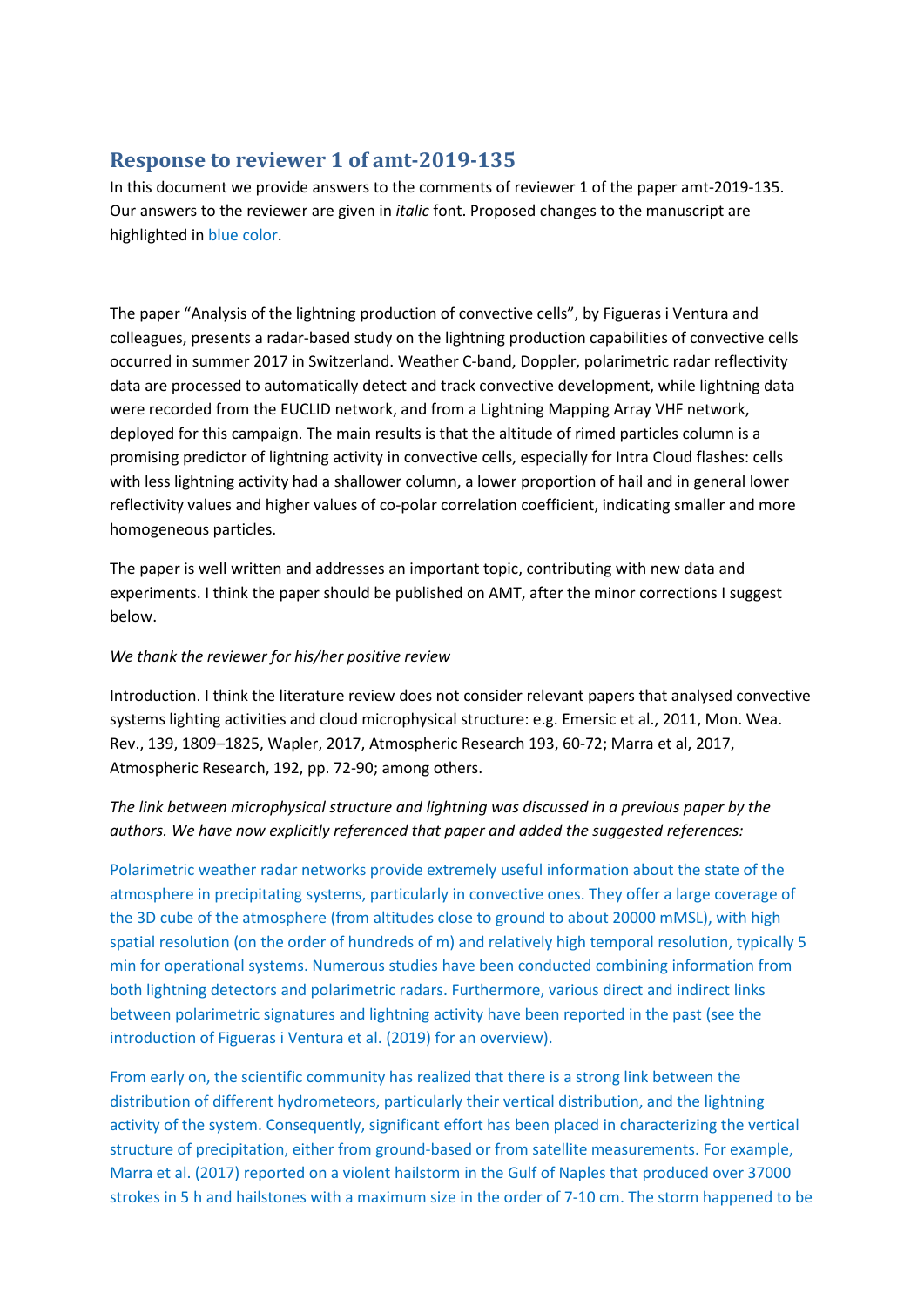## Response to reviewer 1 of amt-2019-135

In this document we provide answers to the comments of reviewer 1 of the paper amt-2019-135. Our answers to the reviewer are given in *italic* font. Proposed changes to the manuscript are highlighted in blue color.

The paper "Analysis of the lightning production of convective cells", by Figueras i Ventura and colleagues, presents a radar-based study on the lightning production capabilities of convective cells occurred in summer 2017 in Switzerland. Weather C-band, Doppler, polarimetric radar reflectivity data are processed to automatically detect and track convective development, while lightning data were recorded from the EUCLID network, and from a Lightning Mapping Array VHF network, deployed for this campaign. The main results is that the altitude of rimed particles column is a promising predictor of lightning activity in convective cells, especially for Intra Cloud flashes: cells with less lightning activity had a shallower column, a lower proportion of hail and in general lower reflectivity values and higher values of co-polar correlation coefficient, indicating smaller and more homogeneous particles.

The paper is well written and addresses an important topic, contributing with new data and experiments. I think the paper should be published on AMT, after the minor corrections I suggest below.

*We thank the reviewer for his/her positive review*

Introduction. I think the literature review does not consider relevant papers that analysed convective systems lighting activities and cloud microphysical structure: e.g. Emersic et al., 2011, Mon. Wea. Rev., 139, 1809–1825, Wapler, 2017, Atmospheric Research 193, 60-72; Marra et al, 2017, Atmospheric Research, 192, pp. 72-90; among others.

*The link between microphysical structure and lightning was discussed in a previous paper by the authors. We have now explicitly referenced that paper and added the suggested references:*

Polarimetric weather radar networks provide extremely useful information about the state of the atmosphere in precipitating systems, particularly in convective ones. They offer a large coverage of the 3D cube of the atmosphere (from altitudes close to ground to about 20000 mMSL), with high spatial resolution (on the order of hundreds of m) and relatively high temporal resolution, typically 5 min for operational systems. Numerous studies have been conducted combining information from both lightning detectors and polarimetric radars. Furthermore, various direct and indirect links between polarimetric signatures and lightning activity have been reported in the past (see the introduction of Figueras i Ventura et al. (2019) for an overview).

From early on, the scientific community has realized that there is a strong link between the distribution of different hydrometeors, particularly their vertical distribution, and the lightning activity of the system. Consequently, significant effort has been placed in characterizing the vertical structure of precipitation, either from ground-based or from satellite measurements. For example, Marra et al. (2017) reported on a violent hailstorm in the Gulf of Naples that produced over 37000 strokes in 5 h and hailstones with a maximum size in the order of 7-10 cm. The storm happened to be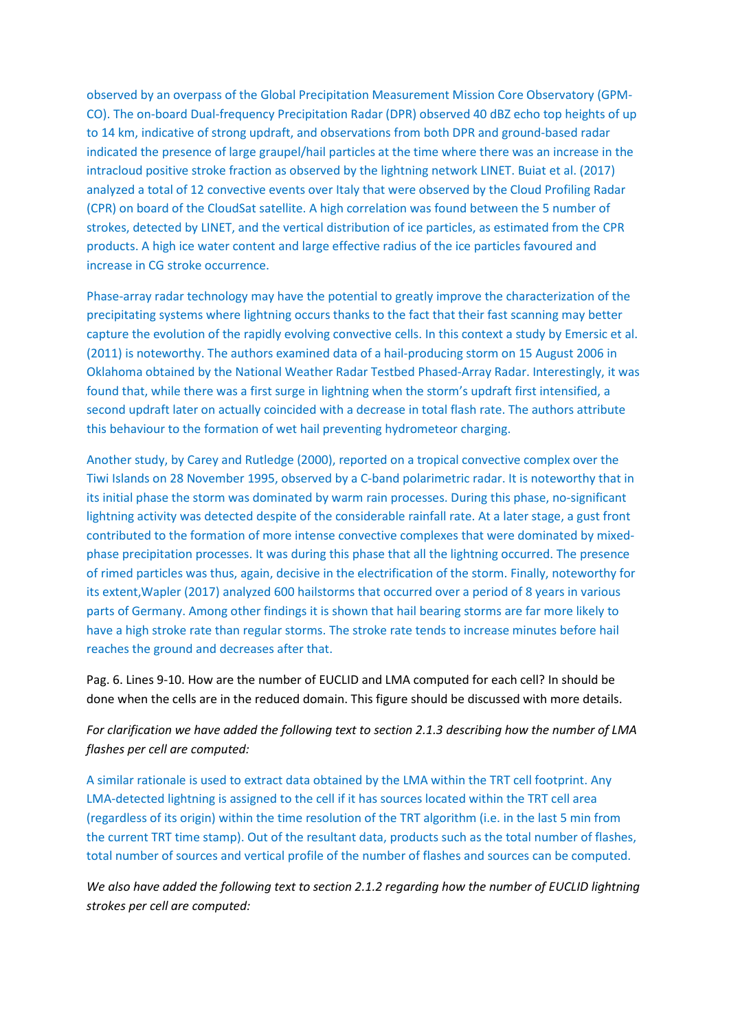observed by an overpass of the Global Precipitation Measurement Mission Core Observatory (GPM-CO). The on-board Dual-frequency Precipitation Radar (DPR) observed 40 dBZ echo top heights of up to 14 km, indicative of strong updraft, and observations from both DPR and ground-based radar indicated the presence of large graupel/hail particles at the time where there was an increase in the intracloud positive stroke fraction as observed by the lightning network LINET. Buiat et al. (2017) analyzed a total of 12 convective events over Italy that were observed by the Cloud Profiling Radar (CPR) on board of the CloudSat satellite. A high correlation was found between the 5 number of strokes, detected by LINET, and the vertical distribution of ice particles, as estimated from the CPR products. A high ice water content and large effective radius of the ice particles favoured and increase in CG stroke occurrence.

Phase-array radar technology may have the potential to greatly improve the characterization of the precipitating systems where lightning occurs thanks to the fact that their fast scanning may better capture the evolution of the rapidly evolving convective cells. In this context a study by Emersic et al. (2011) is noteworthy. The authors examined data of a hail-producing storm on 15 August 2006 in Oklahoma obtained by the National Weather Radar Testbed Phased-Array Radar. Interestingly, it was found that, while there was a first surge in lightning when the storm's updraft first intensified, a second updraft later on actually coincided with a decrease in total flash rate. The authors attribute this behaviour to the formation of wet hail preventing hydrometeor charging.

Another study, by Carey and Rutledge (2000), reported on a tropical convective complex over the Tiwi Islands on 28 November 1995, observed by a C-band polarimetric radar. It is noteworthy that in its initial phase the storm was dominated by warm rain processes. During this phase, no-significant lightning activity was detected despite of the considerable rainfall rate. At a later stage, a gust front contributed to the formation of more intense convective complexes that were dominated by mixed-phase precipitation processes. It was during this phase that all the lightning occurred. The presence of rimed particles was thus, again, decisive in the electrification of the storm. Finally, noteworthy for its extent,Wapler (2017) analyzed 600 hailstorms that occurred over a period of 8 years in various parts of Germany. Among other findings it is shown that hail bearing storms are far more likely to have a high stroke rate than regular storms. The stroke rate tends to increase minutes before hail reaches the ground and decreases after that.

Pag. 6. Lines 9-10. How are the number of EUCLID and LMA computed for each cell? In should be done when the cells are in the reduced domain. This figure should be discussed with more details.

*For clarification we have added the following text to section 2.1.3 describing how the number of LMA flashes per cell are computed:*

A similar rationale is used to extract data obtained by the LMA within the TRT cell footprint. Any LMA-detected lightning is assigned to the cell if it has sources located within the TRT cell area (regardless of its origin) within the time resolution of the TRT algorithm (i.e. in the last 5 min from the current TRT time stamp). Out of the resultant data, products such as the total number of flashes, total number of sources and vertical profile of the number of flashes and sources can be computed.

*We also have added the following text to section 2.1.2 regarding how the number of EUCLID lightning strokes per cell are computed:*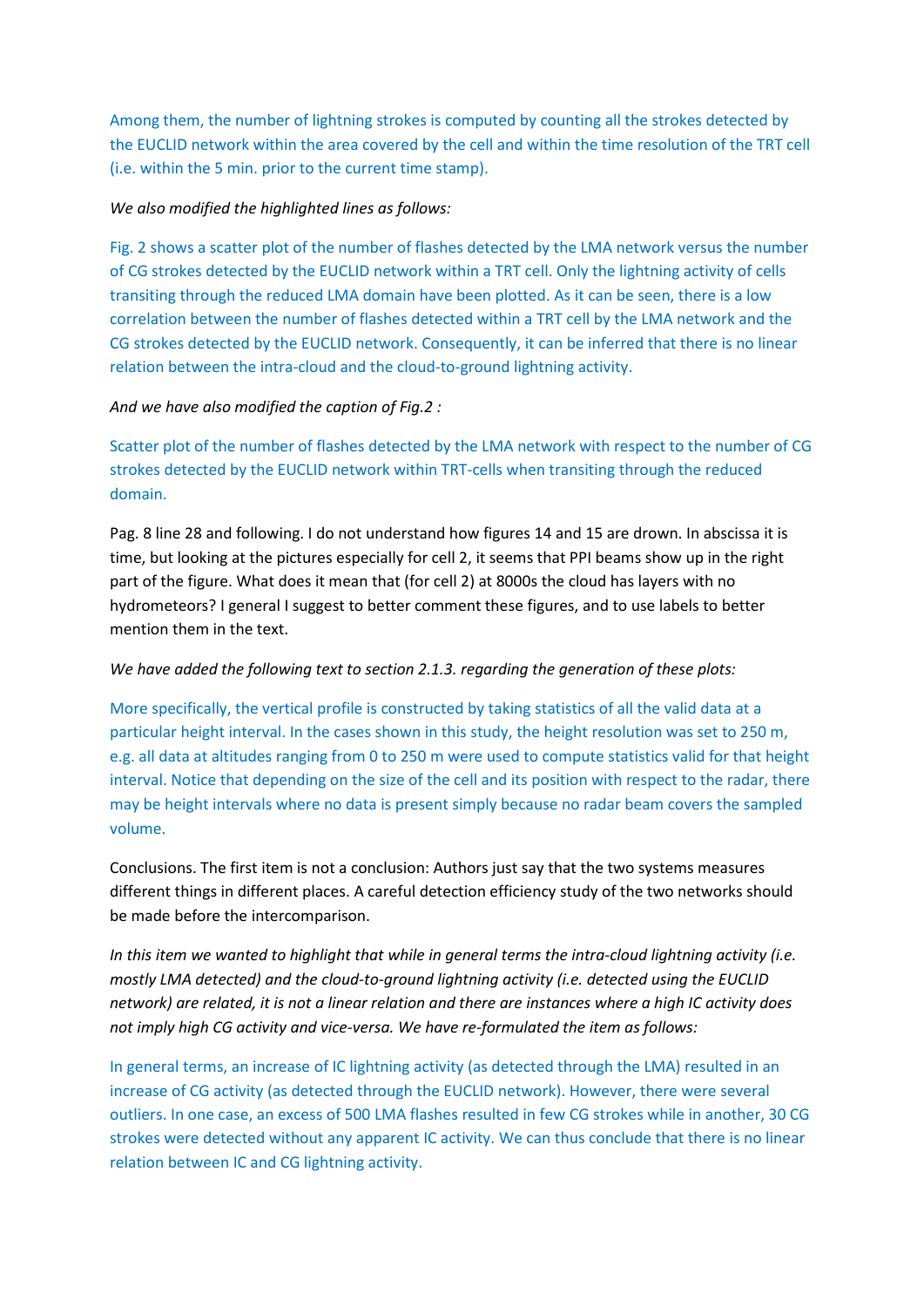Among them, the number of lightning strokes is computed by counting all the strokes detected by the EUCLID network within the area covered by the cell and within the time resolution of the TRT cell (i.e. within the 5 min. prior to the current time stamp).

*We also modified the highlighted lines as follows:*

Fig. 2 shows a scatter plot of the number of flashes detected by the LMA network versus the number of CG strokes detected by the EUCLID network within a TRT cell. Only the lightning activity of cells transiting through the reduced LMA domain have been plotted. As it can be seen, there is a low correlation between the number of flashes detected within a TRT cell by the LMA network and the CG strokes detected by the EUCLID network. Consequently, it can be inferred that there is no linear relation between the intra-cloud and the cloud-to-ground lightning activity.

*And we have also modified the caption of Fig.2 :*

Scatter plot of the number of flashes detected by the LMA network with respect to the number of CG strokes detected by the EUCLID network within TRT-cells when transiting through the reduced domain.

Pag. 8 line 28 and following. I do not understand how figures 14 and 15 are drown. In abscissa it is time, but looking at the pictures especially for cell 2, it seems that PPI beams show up in the right part of the figure. What does it mean that (for cell 2) at 8000s the cloud has layers with no hydrometeors? I general I suggest to better comment these figures, and to use labels to better mention them in the text.

*We have added the following text to section 2.1.3. regarding the generation of these plots:*

More specifically, the vertical profile is constructed by taking statistics of all the valid data at a particular height interval. In the cases shown in this study, the height resolution was set to 250 m, e.g. all data at altitudes ranging from 0 to 250 m were used to compute statistics valid for that height interval. Notice that depending on the size of the cell and its position with respect to the radar, there may be height intervals where no data is present simply because no radar beam covers the sampled volume.

Conclusions. The first item is not a conclusion: Authors just say that the two systems measures different things in different places. A careful detection efficiency study of the two networks should be made before the intercomparison.

*In this item we wanted to highlight that while in general terms the intra-cloud lightning activity (i.e. mostly LMA detected) and the cloud-to-ground lightning activity (i.e. detected using the EUCLID network) are related, it is not a linear relation and there are instances where a high IC activity does not imply high CG activity and vice-versa. We have re-formulated the item as follows:*

In general terms, an increase of IC lightning activity (as detected through the LMA) resulted in an increase of CG activity (as detected through the EUCLID network). However, there were several outliers. In one case, an excess of 500 LMA flashes resulted in few CG strokes while in another, 30 CG strokes were detected without any apparent IC activity. We can thus conclude that there is no linear relation between IC and CG lightning activity.